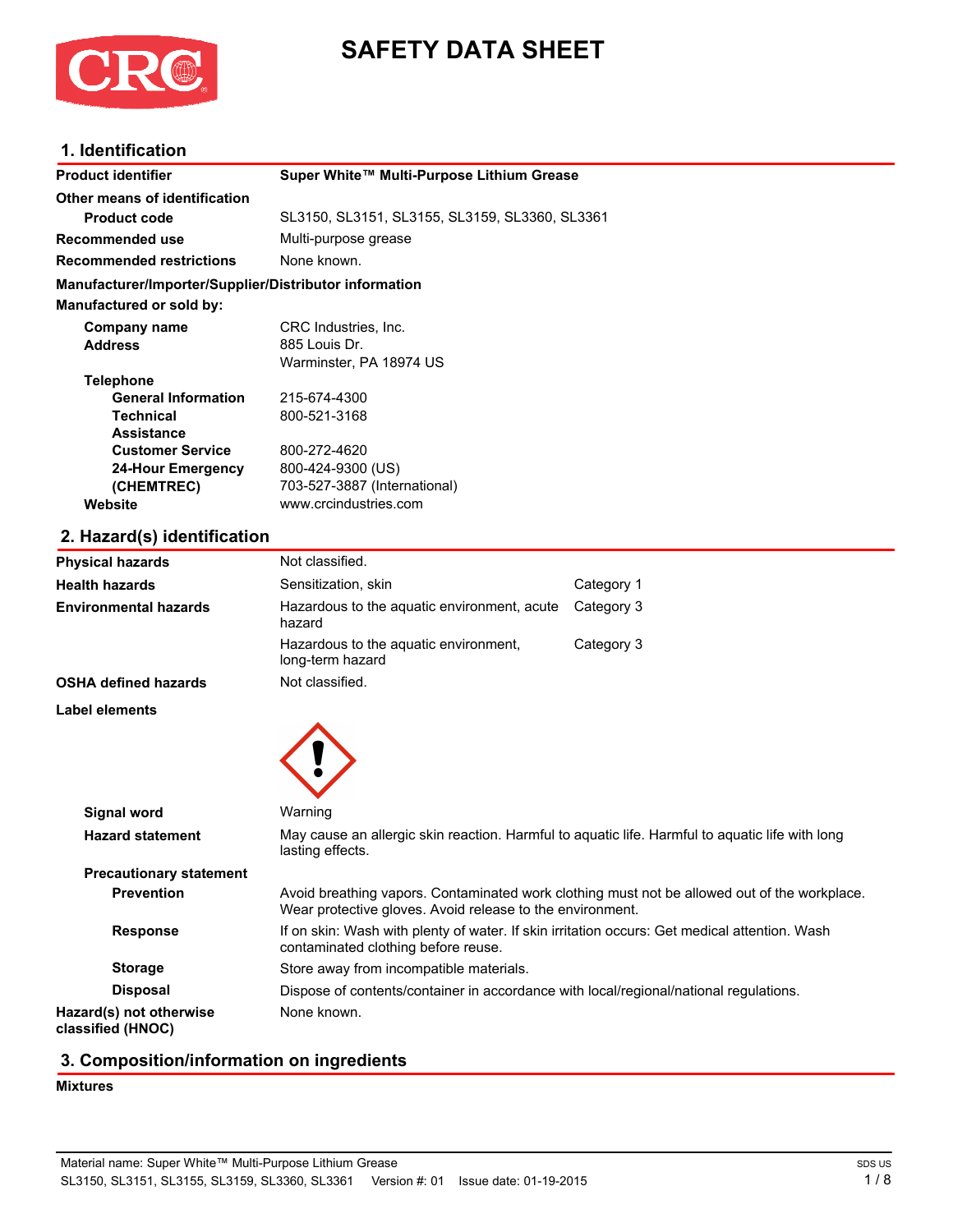# SAFETY DATA SHEET

## 1. Identification

**Product identifier** Super White™ Multi-Purpose Lithium Grease

**Other means of identification**

**Product code** SL3150, SL3151, SL3155, SL3159, SL3360, SL3361

**Recommended use** Multi-purpose grease

**Recommended restrictions** None known.

**Manufacturer/Importer/Supplier/Distributor information**

**Manufactured or sold by:**

**Company name** CRC Industries, Inc.

**Address** 885 Louis Dr.
Warminster, PA 18974 US

**Telephone**

**General Information** 215-674-4300

**Technical Assistance** 800-521-3168

**Customer Service** 800-272-4620

**24-Hour Emergency (CHEMTREC)** 800-424-9300 (US)
703-527-3887 (International)

**Website** www.crcindustries.com

## 2. Hazard(s) identification

| | | |
|---|---|---|
| **Physical hazards** | Not classified. | |
| **Health hazards** | Sensitization, skin | Category 1 |
| **Environmental hazards** | Hazardous to the aquatic environment, acute hazard | Category 3 |
| | Hazardous to the aquatic environment, long-term hazard | Category 3 |
| **OSHA defined hazards** | Not classified. | |

**Label elements**

**Signal word** Warning

**Hazard statement** May cause an allergic skin reaction. Harmful to aquatic life. Harmful to aquatic life with long lasting effects.

**Precautionary statement**

**Prevention** Avoid breathing vapors. Contaminated work clothing must not be allowed out of the workplace. Wear protective gloves. Avoid release to the environment.

**Response** If on skin: Wash with plenty of water. If skin irritation occurs: Get medical attention. Wash contaminated clothing before reuse.

**Storage** Store away from incompatible materials.

**Disposal** Dispose of contents/container in accordance with local/regional/national regulations.

**Hazard(s) not otherwise classified (HNOC)** None known.

## 3. Composition/information on ingredients

**Mixtures**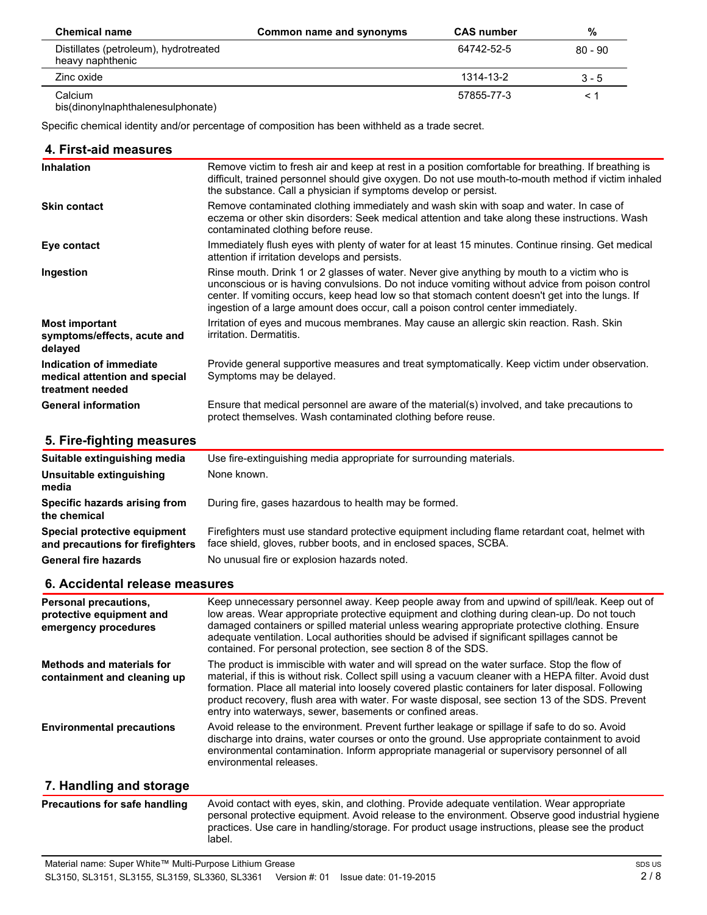| Chemical name | Common name and synonyms | CAS number | % |
|---|---|---|---|
| Distillates (petroleum), hydrotreated heavy naphthenic | | 64742-52-5 | 80 - 90 |
| Zinc oxide | | 1314-13-2 | 3 - 5 |
| Calcium bis(dinonylnaphthalenesulphonate) | | 57855-77-3 | < 1 |

Specific chemical identity and/or percentage of composition has been withheld as a trade secret.

## 4. First-aid measures

| | |
|---|---|
| **Inhalation** | Remove victim to fresh air and keep at rest in a position comfortable for breathing. If breathing is difficult, trained personnel should give oxygen. Do not use mouth-to-mouth method if victim inhaled the substance. Call a physician if symptoms develop or persist. |
| **Skin contact** | Remove contaminated clothing immediately and wash skin with soap and water. In case of eczema or other skin disorders: Seek medical attention and take along these instructions. Wash contaminated clothing before reuse. |
| **Eye contact** | Immediately flush eyes with plenty of water for at least 15 minutes. Continue rinsing. Get medical attention if irritation develops and persists. |
| **Ingestion** | Rinse mouth. Drink 1 or 2 glasses of water. Never give anything by mouth to a victim who is unconscious or is having convulsions. Do not induce vomiting without advice from poison control center. If vomiting occurs, keep head low so that stomach content doesn't get into the lungs. If ingestion of a large amount does occur, call a poison control center immediately. |
| **Most important symptoms/effects, acute and delayed** | Irritation of eyes and mucous membranes. May cause an allergic skin reaction. Rash. Skin irritation. Dermatitis. |
| **Indication of immediate medical attention and special treatment needed** | Provide general supportive measures and treat symptomatically. Keep victim under observation. Symptoms may be delayed. |
| **General information** | Ensure that medical personnel are aware of the material(s) involved, and take precautions to protect themselves. Wash contaminated clothing before reuse. |

## 5. Fire-fighting measures

| | |
|---|---|
| **Suitable extinguishing media** | Use fire-extinguishing media appropriate for surrounding materials. |
| **Unsuitable extinguishing media** | None known. |
| **Specific hazards arising from the chemical** | During fire, gases hazardous to health may be formed. |
| **Special protective equipment and precautions for firefighters** | Firefighters must use standard protective equipment including flame retardant coat, helmet with face shield, gloves, rubber boots, and in enclosed spaces, SCBA. |
| **General fire hazards** | No unusual fire or explosion hazards noted. |

## 6. Accidental release measures

| | |
|---|---|
| **Personal precautions, protective equipment and emergency procedures** | Keep unnecessary personnel away. Keep people away from and upwind of spill/leak. Keep out of low areas. Wear appropriate protective equipment and clothing during clean-up. Do not touch damaged containers or spilled material unless wearing appropriate protective clothing. Ensure adequate ventilation. Local authorities should be advised if significant spillages cannot be contained. For personal protection, see section 8 of the SDS. |
| **Methods and materials for containment and cleaning up** | The product is immiscible with water and will spread on the water surface. Stop the flow of material, if this is without risk. Collect spill using a vacuum cleaner with a HEPA filter. Avoid dust formation. Place all material into loosely covered plastic containers for later disposal. Following product recovery, flush area with water. For waste disposal, see section 13 of the SDS. Prevent entry into waterways, sewer, basements or confined areas. |
| **Environmental precautions** | Avoid release to the environment. Prevent further leakage or spillage if safe to do so. Avoid discharge into drains, water courses or onto the ground. Use appropriate containment to avoid environmental contamination. Inform appropriate managerial or supervisory personnel of all environmental releases. |

## 7. Handling and storage

| | |
|---|---|
| **Precautions for safe handling** | Avoid contact with eyes, skin, and clothing. Provide adequate ventilation. Wear appropriate personal protective equipment. Avoid release to the environment. Observe good industrial hygiene practices. Use care in handling/storage. For product usage instructions, please see the product label. |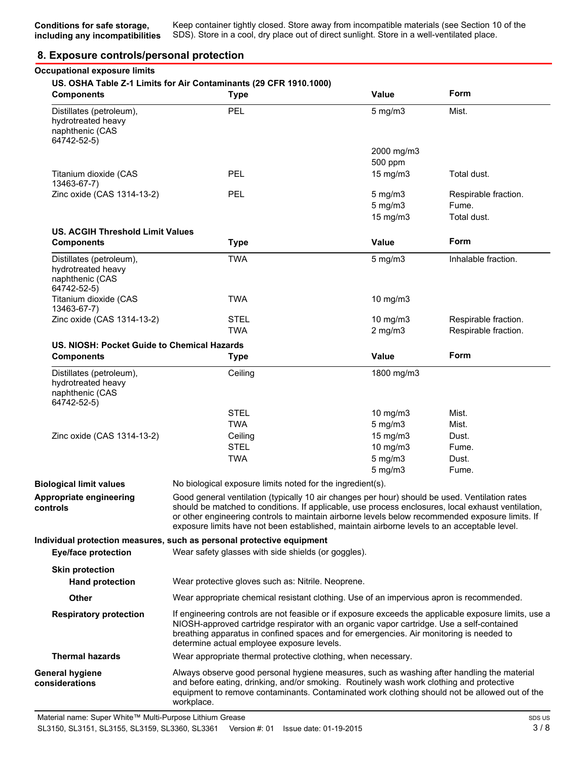**Conditions for safe storage, including any incompatibilities** Keep container tightly closed. Store away from incompatible materials (see Section 10 of the SDS). Store in a cool, dry place out of direct sunlight. Store in a well-ventilated place.

## 8. Exposure controls/personal protection

**Occupational exposure limits**

**US. OSHA Table Z-1 Limits for Air Contaminants (29 CFR 1910.1000)**

| Components | Type | Value | Form |
|---|---|---|---|
| Distillates (petroleum), hydrotreated heavy naphthenic (CAS 64742-52-5) | PEL | 5 mg/m3 | Mist. |
| | | 2000 mg/m3 | |
| | | 500 ppm | |
| Titanium dioxide (CAS 13463-67-7) | PEL | 15 mg/m3 | Total dust. |
| Zinc oxide (CAS 1314-13-2) | PEL | 5 mg/m3 | Respirable fraction. |
| | | 5 mg/m3 | Fume. |
| | | 15 mg/m3 | Total dust. |

**US. ACGIH Threshold Limit Values**

| Components | Type | Value | Form |
|---|---|---|---|
| Distillates (petroleum), hydrotreated heavy naphthenic (CAS 64742-52-5) | TWA | 5 mg/m3 | Inhalable fraction. |
| Titanium dioxide (CAS 13463-67-7) | TWA | 10 mg/m3 | |
| Zinc oxide (CAS 1314-13-2) | STEL | 10 mg/m3 | Respirable fraction. |
| | TWA | 2 mg/m3 | Respirable fraction. |

**US. NIOSH: Pocket Guide to Chemical Hazards**

| Components | Type | Value | Form |
|---|---|---|---|
| Distillates (petroleum), hydrotreated heavy naphthenic (CAS 64742-52-5) | Ceiling | 1800 mg/m3 | |
| | STEL | 10 mg/m3 | Mist. |
| | TWA | 5 mg/m3 | Mist. |
| Zinc oxide (CAS 1314-13-2) | Ceiling | 15 mg/m3 | Dust. |
| | STEL | 10 mg/m3 | Fume. |
| | TWA | 5 mg/m3 | Dust. |
| | | 5 mg/m3 | Fume. |

**Biological limit values** No biological exposure limits noted for the ingredient(s).

**Appropriate engineering controls** Good general ventilation (typically 10 air changes per hour) should be used. Ventilation rates should be matched to conditions. If applicable, use process enclosures, local exhaust ventilation, or other engineering controls to maintain airborne levels below recommended exposure limits. If exposure limits have not been established, maintain airborne levels to an acceptable level.

**Individual protection measures, such as personal protective equipment**

**Eye/face protection** Wear safety glasses with side shields (or goggles).

**Skin protection**

**Hand protection** Wear protective gloves such as: Nitrile. Neoprene.

**Other** Wear appropriate chemical resistant clothing. Use of an impervious apron is recommended.

**Respiratory protection** If engineering controls are not feasible or if exposure exceeds the applicable exposure limits, use a NIOSH-approved cartridge respirator with an organic vapor cartridge. Use a self-contained breathing apparatus in confined spaces and for emergencies. Air monitoring is needed to determine actual employee exposure levels.

**Thermal hazards** Wear appropriate thermal protective clothing, when necessary.

**General hygiene considerations** Always observe good personal hygiene measures, such as washing after handling the material and before eating, drinking, and/or smoking. Routinely wash work clothing and protective equipment to remove contaminants. Contaminated work clothing should not be allowed out of the workplace.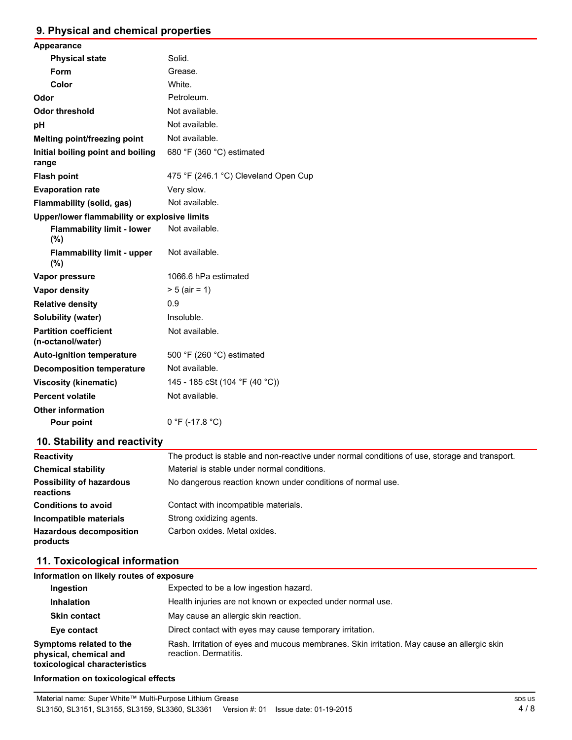## 9. Physical and chemical properties

| | |
|---|---|
| **Appearance** | |
| **Physical state** | Solid. |
| **Form** | Grease. |
| **Color** | White. |
| **Odor** | Petroleum. |
| **Odor threshold** | Not available. |
| **pH** | Not available. |
| **Melting point/freezing point** | Not available. |
| **Initial boiling point and boiling range** | 680 °F (360 °C) estimated |
| **Flash point** | 475 °F (246.1 °C) Cleveland Open Cup |
| **Evaporation rate** | Very slow. |
| **Flammability (solid, gas)** | Not available. |
| **Upper/lower flammability or explosive limits** | |
| **Flammability limit - lower (%)** | Not available. |
| **Flammability limit - upper (%)** | Not available. |
| **Vapor pressure** | 1066.6 hPa estimated |
| **Vapor density** | > 5 (air = 1) |
| **Relative density** | 0.9 |
| **Solubility (water)** | Insoluble. |
| **Partition coefficient (n-octanol/water)** | Not available. |
| **Auto-ignition temperature** | 500 °F (260 °C) estimated |
| **Decomposition temperature** | Not available. |
| **Viscosity (kinematic)** | 145 - 185 cSt (104 °F (40 °C)) |
| **Percent volatile** | Not available. |
| **Other information** | |
| **Pour point** | 0 °F (-17.8 °C) |

## 10. Stability and reactivity

| | |
|---|---|
| **Reactivity** | The product is stable and non-reactive under normal conditions of use, storage and transport. |
| **Chemical stability** | Material is stable under normal conditions. |
| **Possibility of hazardous reactions** | No dangerous reaction known under conditions of normal use. |
| **Conditions to avoid** | Contact with incompatible materials. |
| **Incompatible materials** | Strong oxidizing agents. |
| **Hazardous decomposition products** | Carbon oxides. Metal oxides. |

## 11. Toxicological information

**Information on likely routes of exposure**

| | |
|---|---|
| **Ingestion** | Expected to be a low ingestion hazard. |
| **Inhalation** | Health injuries are not known or expected under normal use. |
| **Skin contact** | May cause an allergic skin reaction. |
| **Eye contact** | Direct contact with eyes may cause temporary irritation. |
| **Symptoms related to the physical, chemical and toxicological characteristics** | Rash. Irritation of eyes and mucous membranes. Skin irritation. May cause an allergic skin reaction. Dermatitis. |

**Information on toxicological effects**

Material name: Super White™ Multi-Purpose Lithium Grease

SL3150, SL3151, SL3155, SL3159, SL3360, SL3361 Version #: 01 Issue date: 01-19-2015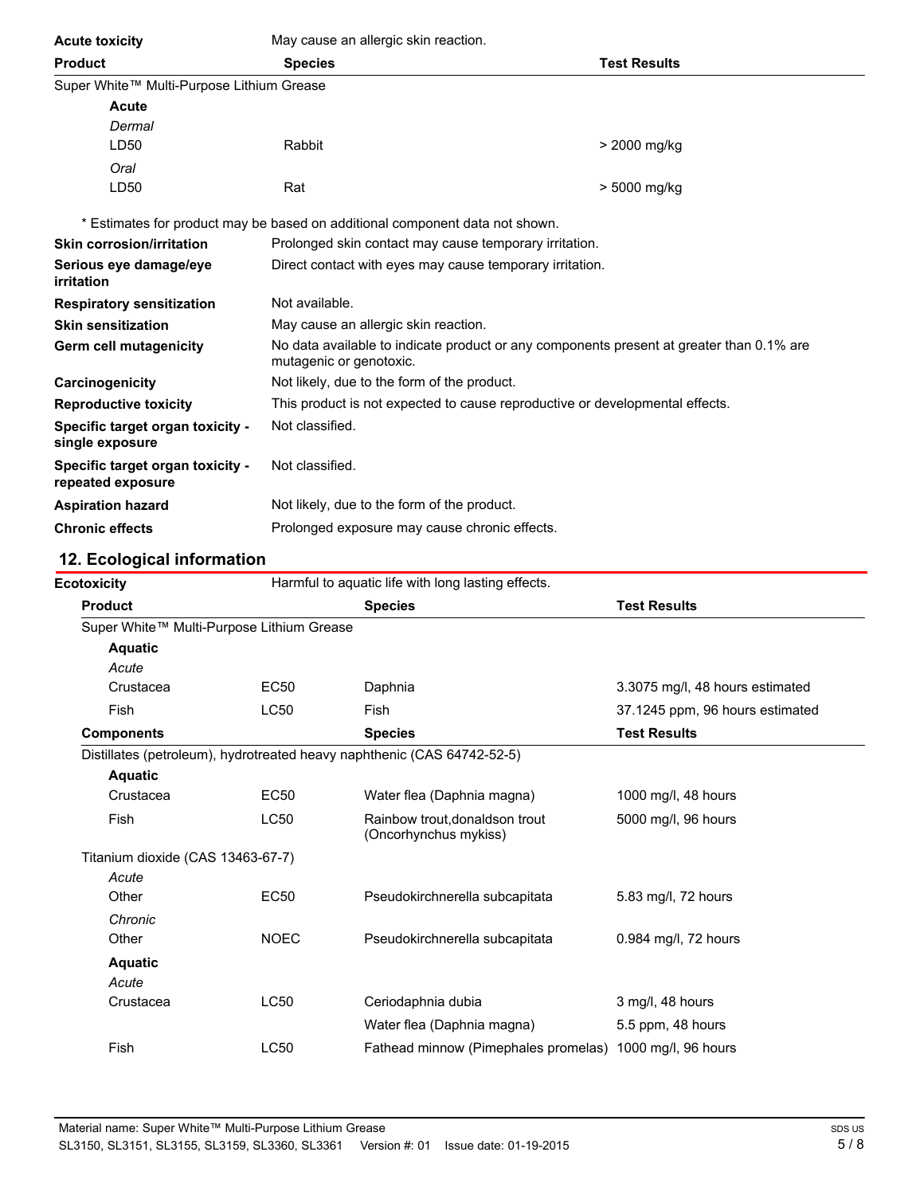**Acute toxicity** May cause an allergic skin reaction.

| Product | Species | Test Results |
|---|---|---|
| Super White™ Multi-Purpose Lithium Grease | | |
| **Acute** | | |
| *Dermal* | | |
| LD50 | Rabbit | > 2000 mg/kg |
| *Oral* | | |
| LD50 | Rat | > 5000 mg/kg |

\* Estimates for product may be based on additional component data not shown.

| | |
|---|---|
| **Skin corrosion/irritation** | Prolonged skin contact may cause temporary irritation. |
| **Serious eye damage/eye irritation** | Direct contact with eyes may cause temporary irritation. |
| **Respiratory sensitization** | Not available. |
| **Skin sensitization** | May cause an allergic skin reaction. |
| **Germ cell mutagenicity** | No data available to indicate product or any components present at greater than 0.1% are mutagenic or genotoxic. |
| **Carcinogenicity** | Not likely, due to the form of the product. |
| **Reproductive toxicity** | This product is not expected to cause reproductive or developmental effects. |
| **Specific target organ toxicity - single exposure** | Not classified. |
| **Specific target organ toxicity - repeated exposure** | Not classified. |
| **Aspiration hazard** | Not likely, due to the form of the product. |
| **Chronic effects** | Prolonged exposure may cause chronic effects. |

## 12. Ecological information

**Ecotoxicity** Harmful to aquatic life with long lasting effects.

| Product | | Species | Test Results |
|---|---|---|---|
| Super White™ Multi-Purpose Lithium Grease | | | |
| **Aquatic** | | | |
| *Acute* | | | |
| Crustacea | EC50 | Daphnia | 3.3075 mg/l, 48 hours estimated |
| Fish | LC50 | Fish | 37.1245 ppm, 96 hours estimated |
| **Components** | | **Species** | **Test Results** |
| Distillates (petroleum), hydrotreated heavy naphthenic (CAS 64742-52-5) | | | |
| **Aquatic** | | | |
| Crustacea | EC50 | Water flea (Daphnia magna) | 1000 mg/l, 48 hours |
| Fish | LC50 | Rainbow trout,donaldson trout (Oncorhynchus mykiss) | 5000 mg/l, 96 hours |
| Titanium dioxide (CAS 13463-67-7) | | | |
| *Acute* | | | |
| Other | EC50 | Pseudokirchnerella subcapitata | 5.83 mg/l, 72 hours |
| *Chronic* | | | |
| Other | NOEC | Pseudokirchnerella subcapitata | 0.984 mg/l, 72 hours |
| **Aquatic** | | | |
| *Acute* | | | |
| Crustacea | LC50 | Ceriodaphnia dubia | 3 mg/l, 48 hours |
| | | Water flea (Daphnia magna) | 5.5 ppm, 48 hours |
| Fish | LC50 | Fathead minnow (Pimephales promelas) | 1000 mg/l, 96 hours |

Material name: Super White™ Multi-Purpose Lithium Grease
SL3150, SL3151, SL3155, SL3159, SL3360, SL3361 Version #: 01 Issue date: 01-19-2015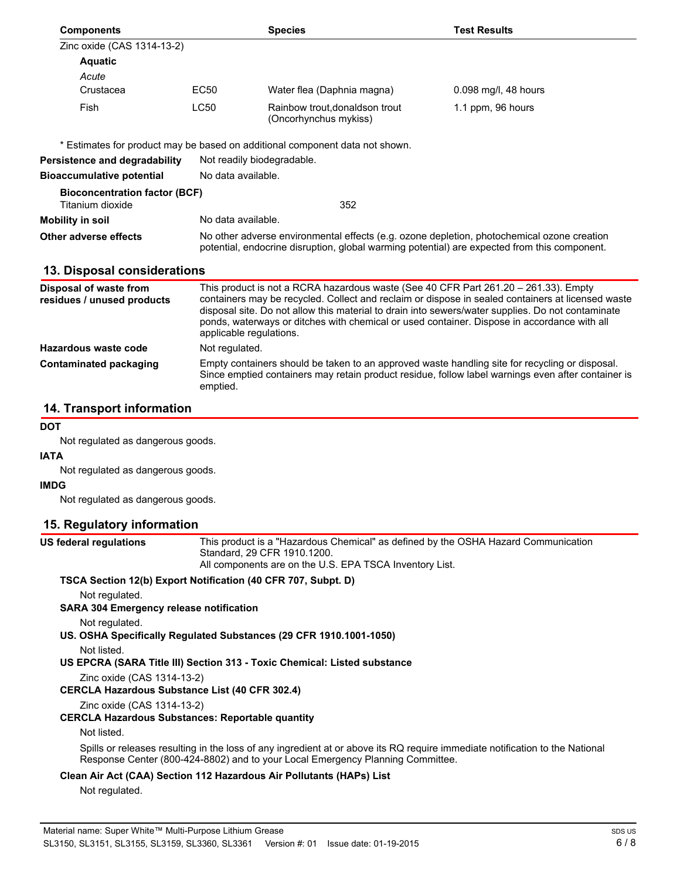| Components | | Species | Test Results |
|---|---|---|---|
| Zinc oxide (CAS 1314-13-2) | | | |
| **Aquatic** | | | |
| *Acute* | | | |
| Crustacea | EC50 | Water flea (Daphnia magna) | 0.098 mg/l, 48 hours |
| Fish | LC50 | Rainbow trout,donaldson trout (Oncorhynchus mykiss) | 1.1 ppm, 96 hours |

\* Estimates for product may be based on additional component data not shown.

**Persistence and degradability** Not readily biodegradable.

**Bioaccumulative potential** No data available.

**Bioconcentration factor (BCF)**

Titanium dioxide 352

**Mobility in soil** No data available.

**Other adverse effects** No other adverse environmental effects (e.g. ozone depletion, photochemical ozone creation potential, endocrine disruption, global warming potential) are expected from this component.

## 13. Disposal considerations

**Disposal of waste from residues / unused products** This product is not a RCRA hazardous waste (See 40 CFR Part 261.20 – 261.33). Empty containers may be recycled. Collect and reclaim or dispose in sealed containers at licensed waste disposal site. Do not allow this material to drain into sewers/water supplies. Do not contaminate ponds, waterways or ditches with chemical or used container. Dispose in accordance with all applicable regulations.

**Hazardous waste code** Not regulated.

**Contaminated packaging** Empty containers should be taken to an approved waste handling site for recycling or disposal. Since emptied containers may retain product residue, follow label warnings even after container is emptied.

## 14. Transport information

**DOT**

Not regulated as dangerous goods.

**IATA**

Not regulated as dangerous goods.

**IMDG**

Not regulated as dangerous goods.

## 15. Regulatory information

**US federal regulations** This product is a "Hazardous Chemical" as defined by the OSHA Hazard Communication Standard, 29 CFR 1910.1200.
All components are on the U.S. EPA TSCA Inventory List.

**TSCA Section 12(b) Export Notification (40 CFR 707, Subpt. D)**

Not regulated.

**SARA 304 Emergency release notification**

Not regulated.

**US. OSHA Specifically Regulated Substances (29 CFR 1910.1001-1050)**

Not listed.

**US EPCRA (SARA Title III) Section 313 - Toxic Chemical: Listed substance**

Zinc oxide (CAS 1314-13-2)

**CERCLA Hazardous Substance List (40 CFR 302.4)**

Zinc oxide (CAS 1314-13-2)

**CERCLA Hazardous Substances: Reportable quantity**

Not listed.

Spills or releases resulting in the loss of any ingredient at or above its RQ require immediate notification to the National Response Center (800-424-8802) and to your Local Emergency Planning Committee.

**Clean Air Act (CAA) Section 112 Hazardous Air Pollutants (HAPs) List**

Not regulated.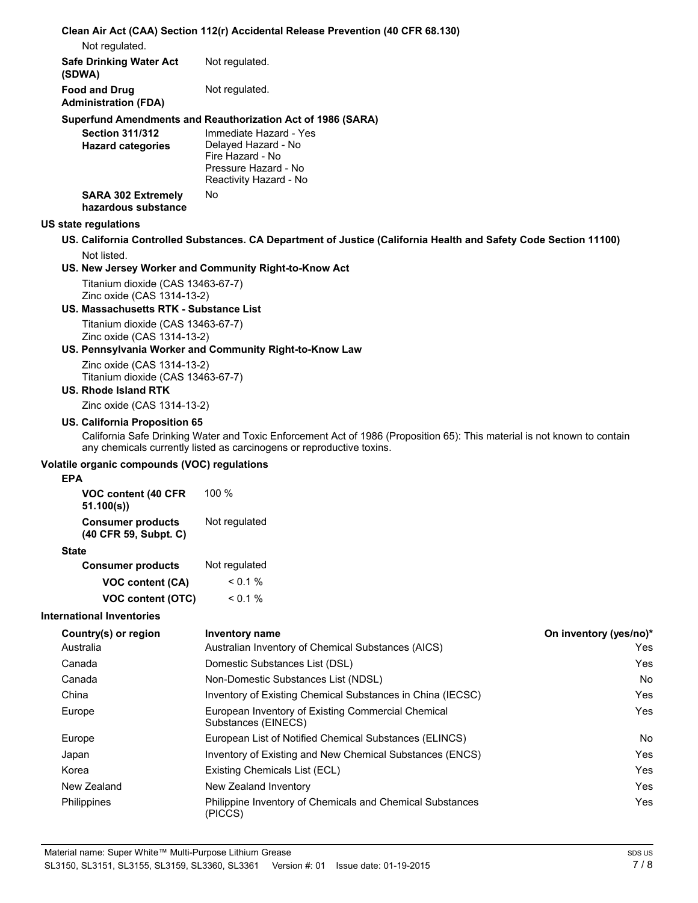**Clean Air Act (CAA) Section 112(r) Accidental Release Prevention (40 CFR 68.130)**

Not regulated.

**Safe Drinking Water Act (SDWA)** Not regulated.

**Food and Drug Administration (FDA)** Not regulated.

**Superfund Amendments and Reauthorization Act of 1986 (SARA)**

**Section 311/312 Hazard categories**
Immediate Hazard - Yes
Delayed Hazard - No
Fire Hazard - No
Pressure Hazard - No
Reactivity Hazard - No

**SARA 302 Extremely hazardous substance** No

**US state regulations**

**US. California Controlled Substances. CA Department of Justice (California Health and Safety Code Section 11100)**

Not listed.

**US. New Jersey Worker and Community Right-to-Know Act**

Titanium dioxide (CAS 13463-67-7)
Zinc oxide (CAS 1314-13-2)

**US. Massachusetts RTK - Substance List**

Titanium dioxide (CAS 13463-67-7)
Zinc oxide (CAS 1314-13-2)

**US. Pennsylvania Worker and Community Right-to-Know Law**

Zinc oxide (CAS 1314-13-2)
Titanium dioxide (CAS 13463-67-7)

**US. Rhode Island RTK**

Zinc oxide (CAS 1314-13-2)

**US. California Proposition 65**

California Safe Drinking Water and Toxic Enforcement Act of 1986 (Proposition 65): This material is not known to contain any chemicals currently listed as carcinogens or reproductive toxins.

**Volatile organic compounds (VOC) regulations**

**EPA**

**VOC content (40 CFR 51.100(s))** 100 %

**Consumer products (40 CFR 59, Subpt. C)** Not regulated

**State**

**Consumer products** Not regulated

**VOC content (CA)** < 0.1 %

**VOC content (OTC)** < 0.1 %

**International Inventories**

| Country(s) or region | Inventory name | On inventory (yes/no)* |
|---|---|---|
| Australia | Australian Inventory of Chemical Substances (AICS) | Yes |
| Canada | Domestic Substances List (DSL) | Yes |
| Canada | Non-Domestic Substances List (NDSL) | No |
| China | Inventory of Existing Chemical Substances in China (IECSC) | Yes |
| Europe | European Inventory of Existing Commercial Chemical Substances (EINECS) | Yes |
| Europe | European List of Notified Chemical Substances (ELINCS) | No |
| Japan | Inventory of Existing and New Chemical Substances (ENCS) | Yes |
| Korea | Existing Chemicals List (ECL) | Yes |
| New Zealand | New Zealand Inventory | Yes |
| Philippines | Philippine Inventory of Chemicals and Chemical Substances (PICCS) | Yes |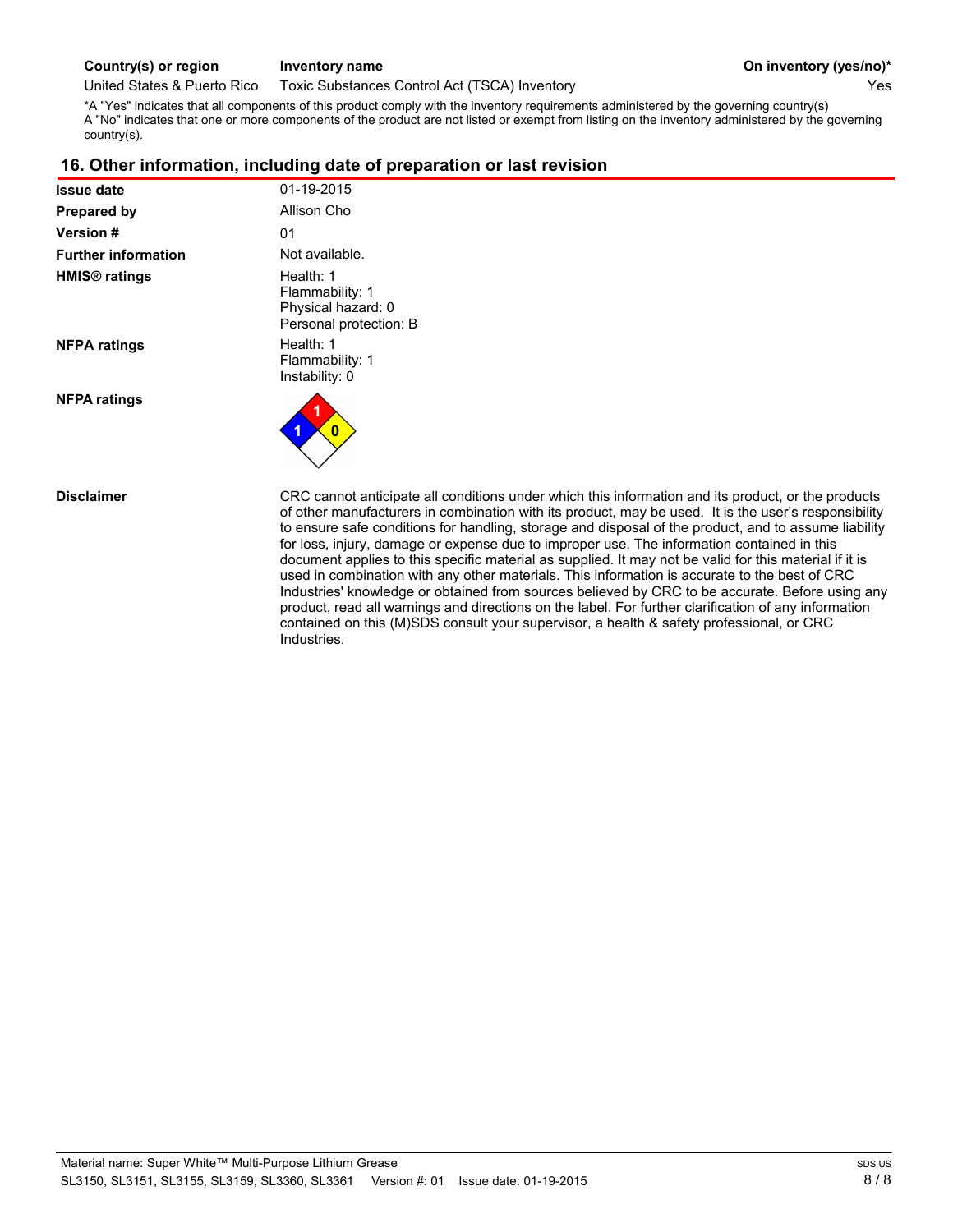| Country(s) or region | Inventory name | On inventory (yes/no)* |
|---|---|---|
| United States & Puerto Rico | Toxic Substances Control Act (TSCA) Inventory | Yes |

*A "Yes" indicates that all components of this product comply with the inventory requirements administered by the governing country(s)
A "No" indicates that one or more components of the product are not listed or exempt from listing on the inventory administered by the governing country(s).

## 16. Other information, including date of preparation or last revision

| | |
|---|---|
| **Issue date** | 01-19-2015 |
| **Prepared by** | Allison Cho |
| **Version #** | 01 |
| **Further information** | Not available. |
| **HMIS® ratings** | Health: 1<br>Flammability: 1<br>Physical hazard: 0<br>Personal protection: B |
| **NFPA ratings** | Health: 1<br>Flammability: 1<br>Instability: 0 |
| **NFPA ratings** | 1<br>1 0 |
| **Disclaimer** | CRC cannot anticipate all conditions under which this information and its product, or the products of other manufacturers in combination with its product, may be used. It is the user's responsibility to ensure safe conditions for handling, storage and disposal of the product, and to assume liability for loss, injury, damage or expense due to improper use. The information contained in this document applies to this specific material as supplied. It may not be valid for this material if it is used in combination with any other materials. This information is accurate to the best of CRC Industries' knowledge or obtained from sources believed by CRC to be accurate. Before using any product, read all warnings and directions on the label. For further clarification of any information contained on this (M)SDS consult your supervisor, a health & safety professional, or CRC Industries. |